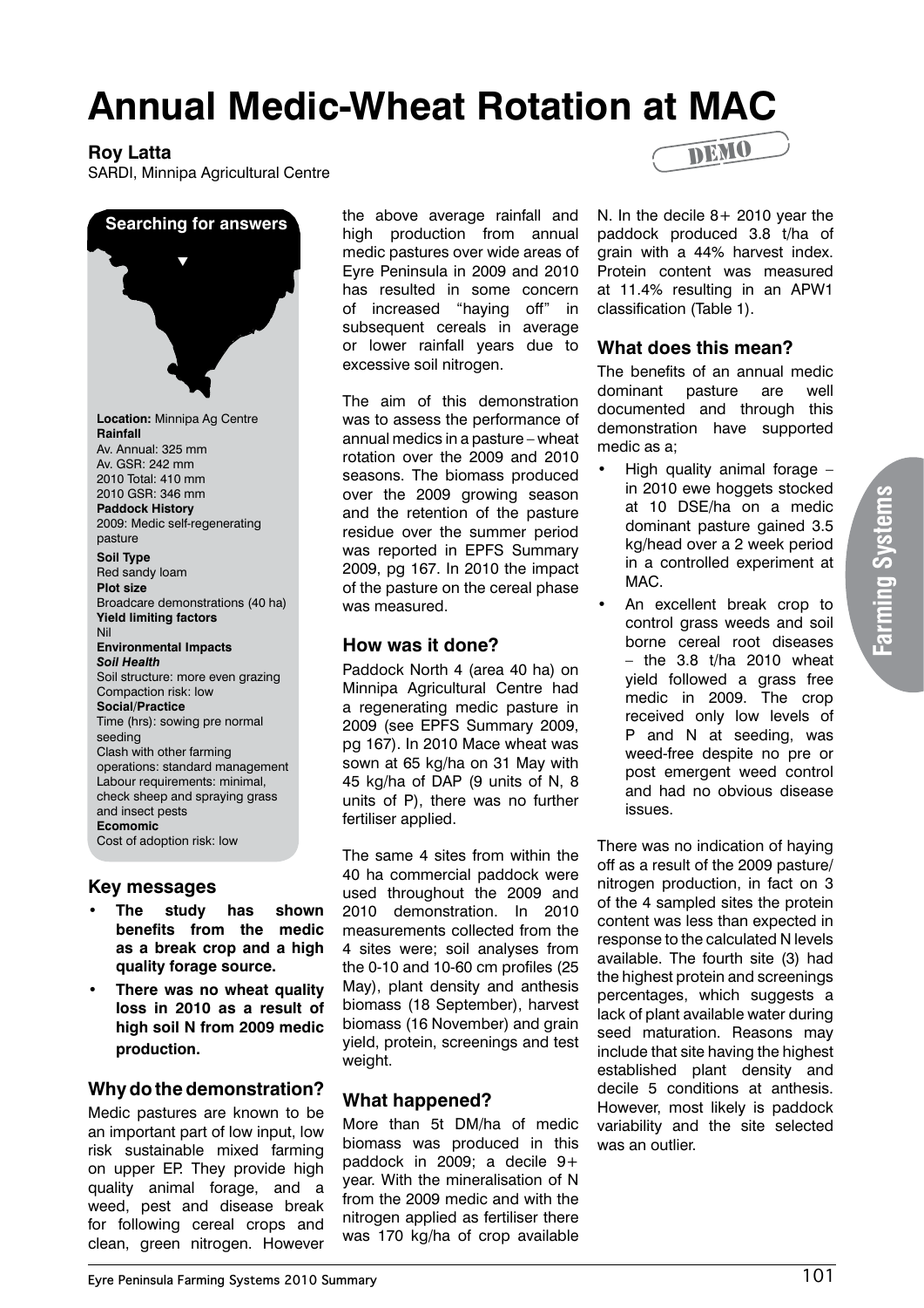# Annual Medic-Wheat Rotation at MAC

**Roy Latta**

SARDI, Minnipa Agricultural Centre

DEMO

**Searching for answers**

**Location:** Minnipa Ag Centre

**Rainfall**

Av. Annual: 325 mm

Av. GSR: 242 mm

2010 Total: 410 mm

2010 GSR: 346 mm

**Paddock History**

2009: Medic self-regenerating pasture

**Soil Type**

Red sandy loam

**Plot size**

Broadcare demonstrations (40 ha)

**Yield limiting factors**

Nil

**Environmental Impacts**

***Soil Health***

Soil structure: more even grazing

Compaction risk: low

**Social/Practice**

Time (hrs): sowing pre normal seeding

Clash with other farming operations: standard management

Labour requirements: minimal, check sheep and spraying grass and insect pests

**Ecomomic**

Cost of adoption risk: low

## Key messages

- **The study has shown benefits from the medic as a break crop and a high quality forage source.**
- **There was no wheat quality loss in 2010 as a result of high soil N from 2009 medic production.**

## Why do the demonstration?

Medic pastures are known to be an important part of low input, low risk sustainable mixed farming on upper EP. They provide high quality animal forage, and a weed, pest and disease break for following cereal crops and clean, green nitrogen. However the above average rainfall and high production from annual medic pastures over wide areas of Eyre Peninsula in 2009 and 2010 has resulted in some concern of increased "haying off" in subsequent cereals in average or lower rainfall years due to excessive soil nitrogen.

The aim of this demonstration was to assess the performance of annual medics in a pasture – wheat rotation over the 2009 and 2010 seasons. The biomass produced over the 2009 growing season and the retention of the pasture residue over the summer period was reported in EPFS Summary 2009, pg 167. In 2010 the impact of the pasture on the cereal phase was measured.

## How was it done?

Paddock North 4 (area 40 ha) on Minnipa Agricultural Centre had a regenerating medic pasture in 2009 (see EPFS Summary 2009, pg 167). In 2010 Mace wheat was sown at 65 kg/ha on 31 May with 45 kg/ha of DAP (9 units of N, 8 units of P), there was no further fertiliser applied.

The same 4 sites from within the 40 ha commercial paddock were used throughout the 2009 and 2010 demonstration. In 2010 measurements collected from the 4 sites were; soil analyses from the 0-10 and 10-60 cm profiles (25 May), plant density and anthesis biomass (18 September), harvest biomass (16 November) and grain yield, protein, screenings and test weight.

## What happened?

More than 5t DM/ha of medic biomass was produced in this paddock in 2009; a decile 9+ year. With the mineralisation of N from the 2009 medic and with the nitrogen applied as fertiliser there was 170 kg/ha of crop available N. In the decile 8+ 2010 year the paddock produced 3.8 t/ha of grain with a 44% harvest index. Protein content was measured at 11.4% resulting in an APW1 classification (Table 1).

## What does this mean?

The benefits of an annual medic dominant pasture are well documented and through this demonstration have supported medic as a;

- High quality animal forage – in 2010 ewe hoggets stocked at 10 DSE/ha on a medic dominant pasture gained 3.5 kg/head over a 2 week period in a controlled experiment at MAC.
- An excellent break crop to control grass weeds and soil borne cereal root diseases – the 3.8 t/ha 2010 wheat yield followed a grass free medic in 2009. The crop received only low levels of P and N at seeding, was weed-free despite no pre or post emergent weed control and had no obvious disease issues.

There was no indication of haying off as a result of the 2009 pasture/nitrogen production, in fact on 3 of the 4 sampled sites the protein content was less than expected in response to the calculated N levels available. The fourth site (3) had the highest protein and screenings percentages, which suggests a lack of plant available water during seed maturation. Reasons may include that site having the highest established plant density and decile 5 conditions at anthesis. However, most likely is paddock variability and the site selected was an outlier.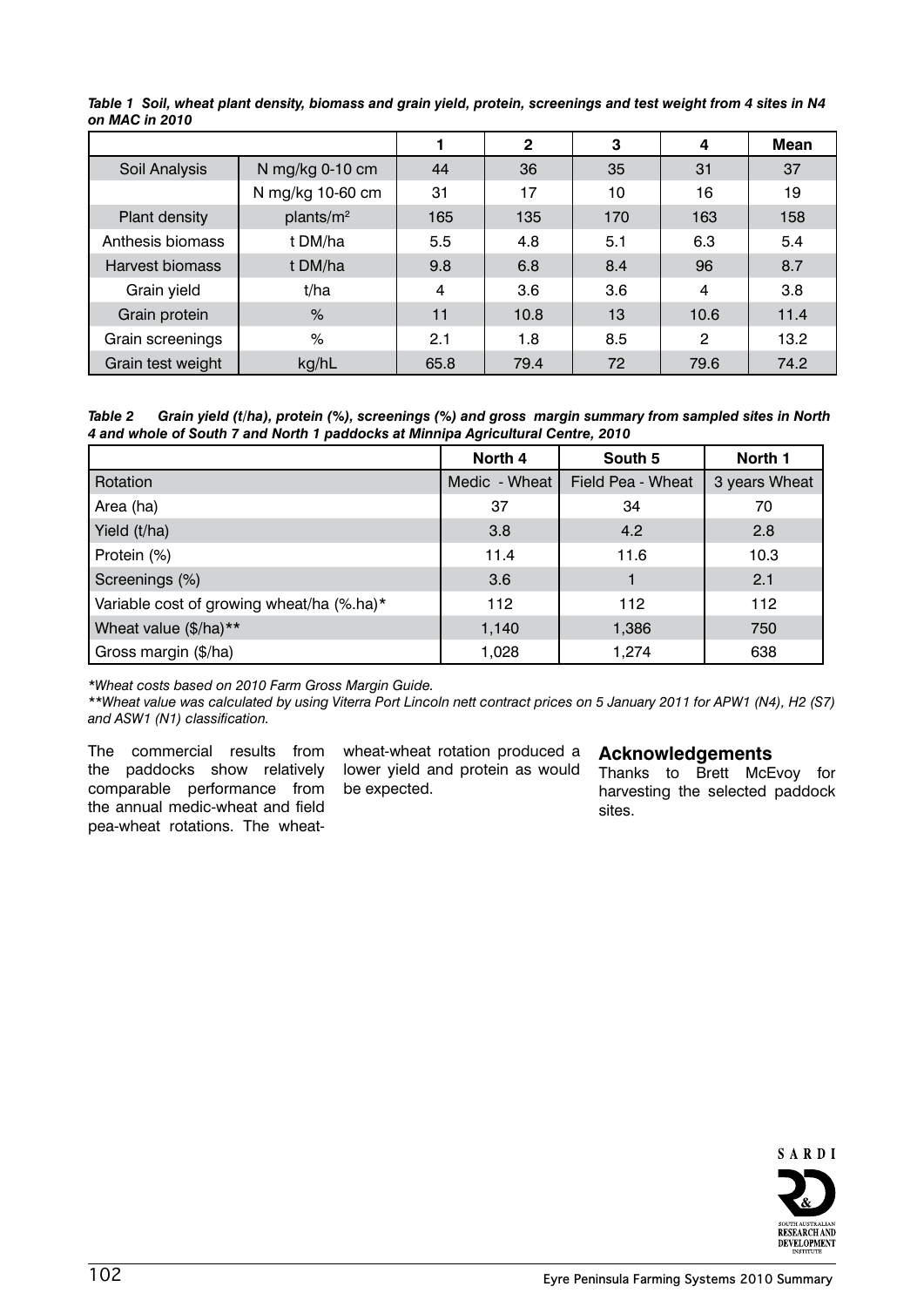*Table 1 Soil, wheat plant density, biomass and grain yield, protein, screenings and test weight from 4 sites in N4 on MAC in 2010*

| | | 1 | 2 | 3 | 4 | Mean |
|---|---|---|---|---|---|---|
| Soil Analysis | N mg/kg 0-10 cm | 44 | 36 | 35 | 31 | 37 |
| | N mg/kg 10-60 cm | 31 | 17 | 10 | 16 | 19 |
| Plant density | plants/m$^2$ | 165 | 135 | 170 | 163 | 158 |
| Anthesis biomass | t DM/ha | 5.5 | 4.8 | 5.1 | 6.3 | 5.4 |
| Harvest biomass | t DM/ha | 9.8 | 6.8 | 8.4 | 96 | 8.7 |
| Grain yield | t/ha | 4 | 3.6 | 3.6 | 4 | 3.8 |
| Grain protein | % | 11 | 10.8 | 13 | 10.6 | 11.4 |
| Grain screenings | % | 2.1 | 1.8 | 8.5 | 2 | 13.2 |
| Grain test weight | kg/hL | 65.8 | 79.4 | 72 | 79.6 | 74.2 |

*Table 2 Grain yield (t/ha), protein (%), screenings (%) and gross margin summary from sampled sites in North 4 and whole of South 7 and North 1 paddocks at Minnipa Agricultural Centre, 2010*

| | North 4 | South 5 | North 1 |
|---|---|---|---|
| Rotation | Medic - Wheat | Field Pea - Wheat | 3 years Wheat |
| Area (ha) | 37 | 34 | 70 |
| Yield (t/ha) | 3.8 | 4.2 | 2.8 |
| Protein (%) | 11.4 | 11.6 | 10.3 |
| Screenings (%) | 3.6 | 1 | 2.1 |
| Variable cost of growing wheat/ha (%.ha)* | 112 | 112 | 112 |
| Wheat value ($/ha)** | 1,140 | 1,386 | 750 |
| Gross margin ($/ha) | 1,028 | 1,274 | 638 |

*\*Wheat costs based on 2010 Farm Gross Margin Guide.*

*\*\*Wheat value was calculated by using Viterra Port Lincoln nett contract prices on 5 January 2011 for APW1 (N4), H2 (S7) and ASW1 (N1) classification.*

The commercial results from the paddocks show relatively comparable performance from the annual medic-wheat and field pea-wheat rotations. The wheat-wheat-wheat rotation produced a lower yield and protein as would be expected.

## Acknowledgements

Thanks to Brett McEvoy for harvesting the selected paddock sites.